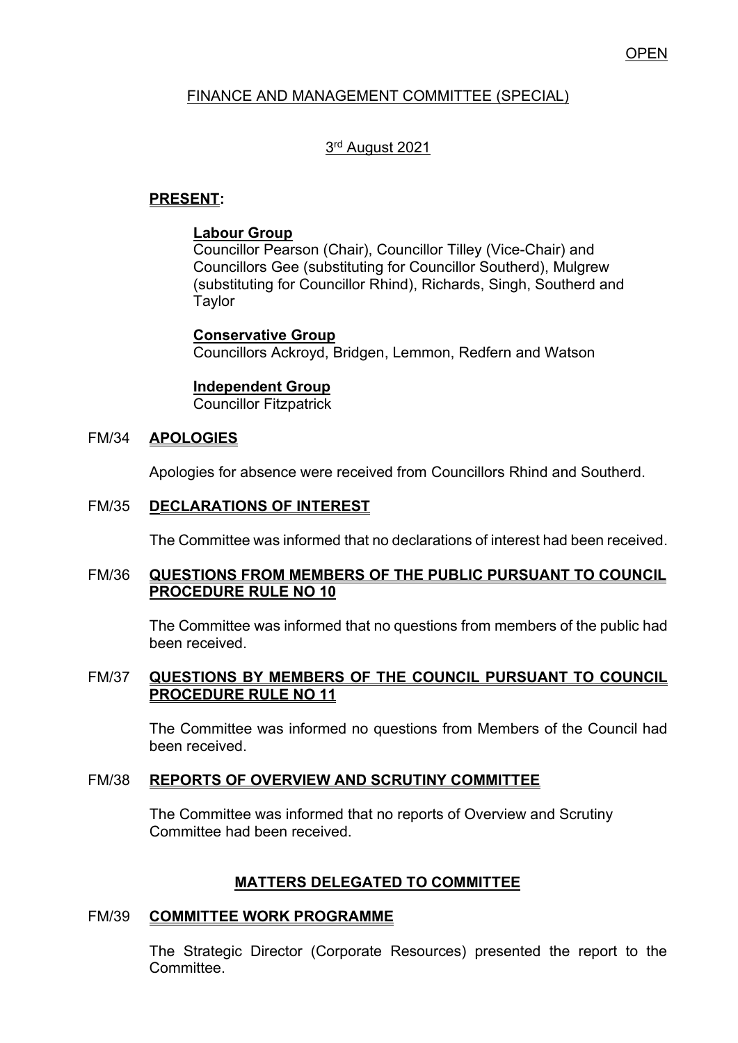OPEN

FINANCE AND MANAGEMENT COMMITTEE (SPECIAL)

3rd August 2021

**PRESENT:**

**Labour Group**
Councillor Pearson (Chair), Councillor Tilley (Vice-Chair) and Councillors Gee (substituting for Councillor Southerd), Mulgrew (substituting for Councillor Rhind), Richards, Singh, Southerd and Taylor

**Conservative Group**
Councillors Ackroyd, Bridgen, Lemmon, Redfern and Watson

**Independent Group**
Councillor Fitzpatrick

## FM/34 APOLOGIES

Apologies for absence were received from Councillors Rhind and Southerd.

## FM/35 DECLARATIONS OF INTEREST

The Committee was informed that no declarations of interest had been received.

## FM/36 QUESTIONS FROM MEMBERS OF THE PUBLIC PURSUANT TO COUNCIL PROCEDURE RULE NO 10

The Committee was informed that no questions from members of the public had been received.

## FM/37 QUESTIONS BY MEMBERS OF THE COUNCIL PURSUANT TO COUNCIL PROCEDURE RULE NO 11

The Committee was informed no questions from Members of the Council had been received.

## FM/38 REPORTS OF OVERVIEW AND SCRUTINY COMMITTEE

The Committee was informed that no reports of Overview and Scrutiny Committee had been received.

# MATTERS DELEGATED TO COMMITTEE

## FM/39 COMMITTEE WORK PROGRAMME

The Strategic Director (Corporate Resources) presented the report to the Committee.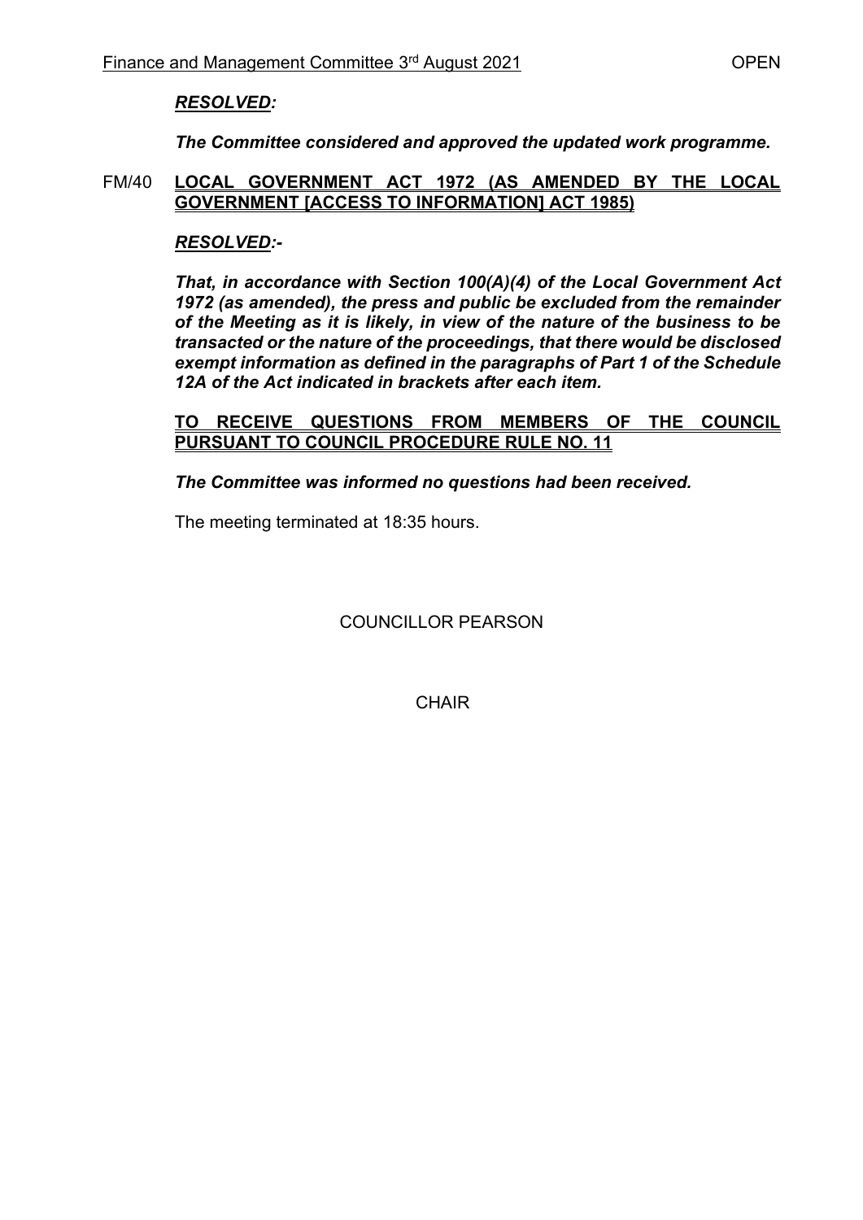***RESOLVED:***

***The Committee considered and approved the updated work programme.***

FM/40 **LOCAL GOVERNMENT ACT 1972 (AS AMENDED BY THE LOCAL GOVERNMENT [ACCESS TO INFORMATION] ACT 1985)**

***RESOLVED:-***

***That, in accordance with Section 100(A)(4) of the Local Government Act 1972 (as amended), the press and public be excluded from the remainder of the Meeting as it is likely, in view of the nature of the business to be transacted or the nature of the proceedings, that there would be disclosed exempt information as defined in the paragraphs of Part 1 of the Schedule 12A of the Act indicated in brackets after each item.***

**TO RECEIVE QUESTIONS FROM MEMBERS OF THE COUNCIL PURSUANT TO COUNCIL PROCEDURE RULE NO. 11**

***The Committee was informed no questions had been received.***

The meeting terminated at 18:35 hours.

COUNCILLOR PEARSON

CHAIR